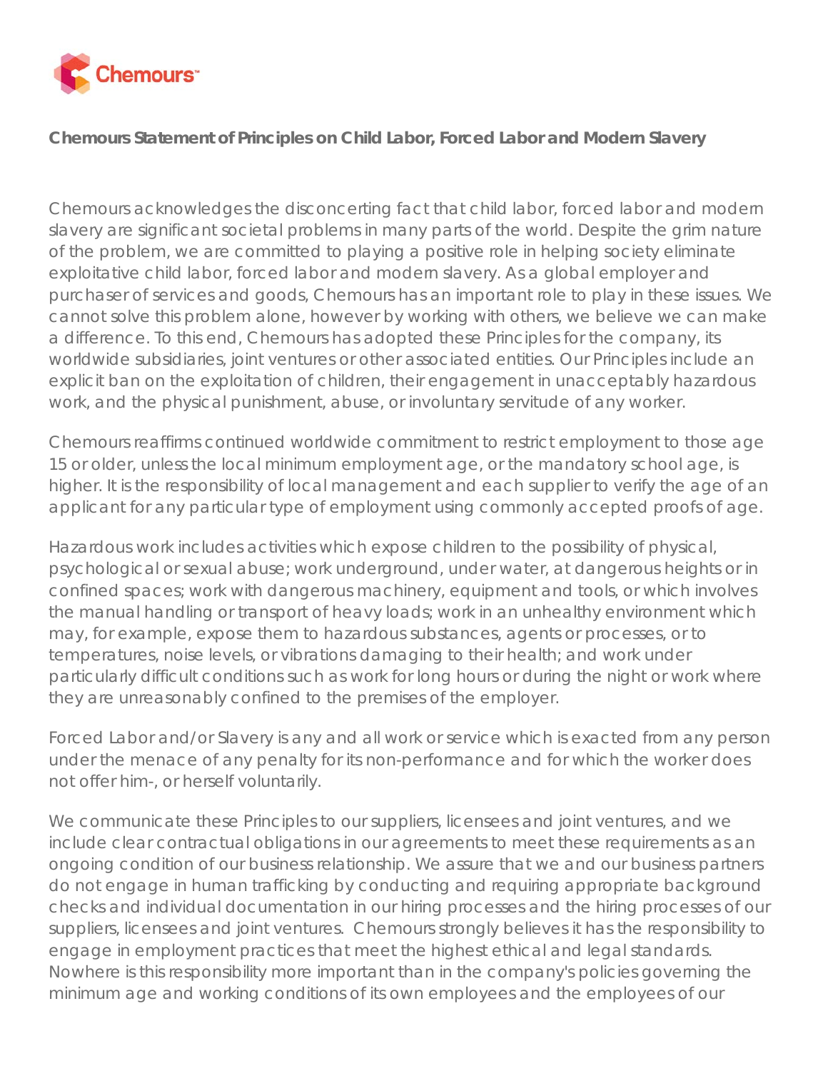# Chemours Statement of Principles on Child Labor, Forced Labor and Modern Slavery

Chemours acknowledges the disconcerting fact that child labor, forced labor and modern slavery are significant societal problems in many parts of the world. Despite the grim nature of the problem, we are committed to playing a positive role in helping society eliminate exploitative child labor, forced labor and modern slavery. As a global employer and purchaser of services and goods, Chemours has an important role to play in these issues. We cannot solve this problem alone, however by working with others, we believe we can make a difference. To this end, Chemours has adopted these Principles for the company, its worldwide subsidiaries, joint ventures or other associated entities. Our Principles include an explicit ban on the exploitation of children, their engagement in unacceptably hazardous work, and the physical punishment, abuse, or involuntary servitude of any worker.

Chemours reaffirms continued worldwide commitment to restrict employment to those age 15 or older, unless the local minimum employment age, or the mandatory school age, is higher. It is the responsibility of local management and each supplier to verify the age of an applicant for any particular type of employment using commonly accepted proofs of age.

Hazardous work includes activities which expose children to the possibility of physical, psychological or sexual abuse; work underground, under water, at dangerous heights or in confined spaces; work with dangerous machinery, equipment and tools, or which involves the manual handling or transport of heavy loads; work in an unhealthy environment which may, for example, expose them to hazardous substances, agents or processes, or to temperatures, noise levels, or vibrations damaging to their health; and work under particularly difficult conditions such as work for long hours or during the night or work where they are unreasonably confined to the premises of the employer.

Forced Labor and/or Slavery is any and all work or service which is exacted from any person under the menace of any penalty for its non-performance and for which the worker does not offer him-, or herself voluntarily.

We communicate these Principles to our suppliers, licensees and joint ventures, and we include clear contractual obligations in our agreements to meet these requirements as an ongoing condition of our business relationship. We assure that we and our business partners do not engage in human trafficking by conducting and requiring appropriate background checks and individual documentation in our hiring processes and the hiring processes of our suppliers, licensees and joint ventures. Chemours strongly believes it has the responsibility to engage in employment practices that meet the highest ethical and legal standards. Nowhere is this responsibility more important than in the company's policies governing the minimum age and working conditions of its own employees and the employees of our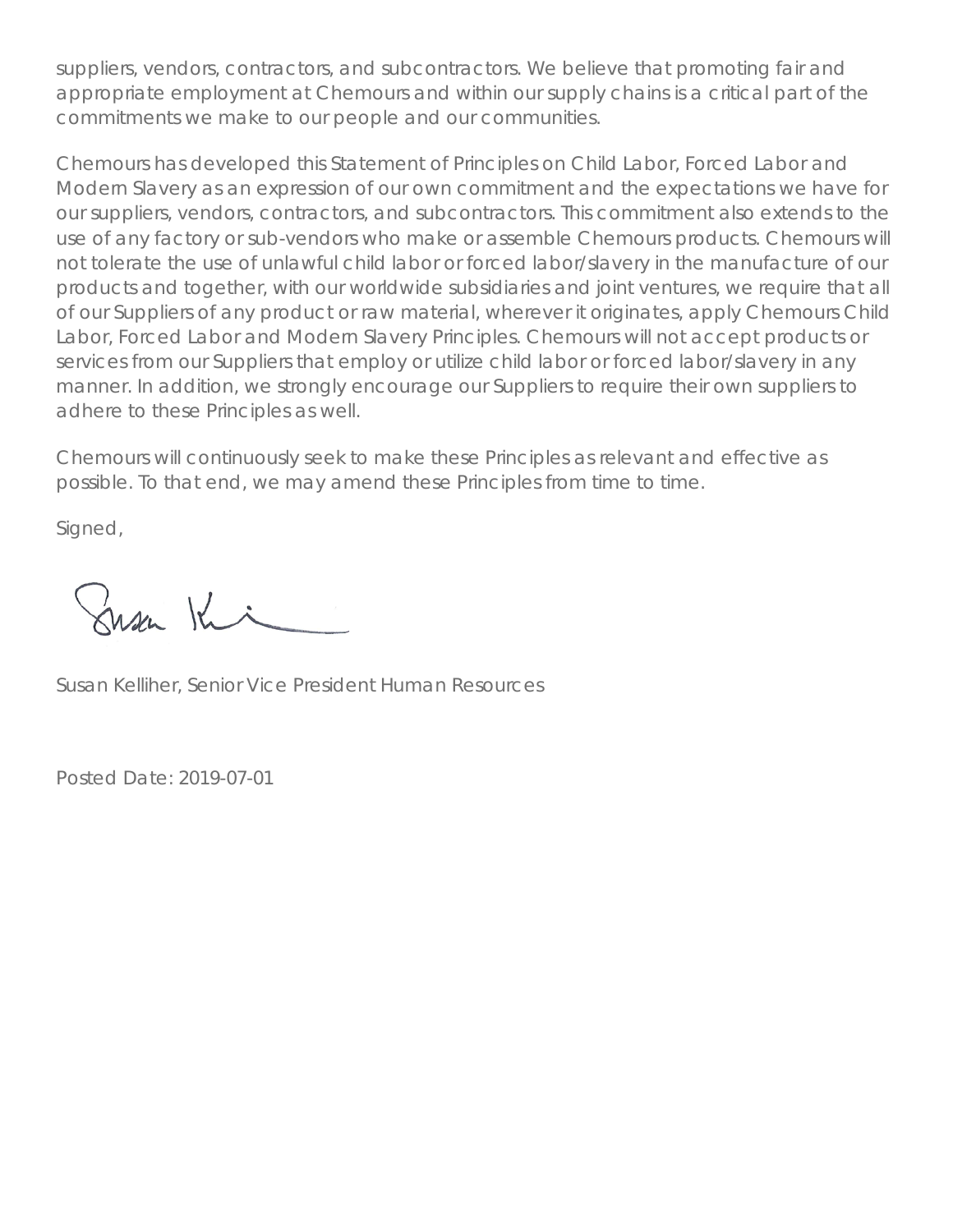suppliers, vendors, contractors, and subcontractors. We believe that promoting fair and appropriate employment at Chemours and within our supply chains is a critical part of the commitments we make to our people and our communities.

Chemours has developed this Statement of Principles on Child Labor, Forced Labor and Modern Slavery as an expression of our own commitment and the expectations we have for our suppliers, vendors, contractors, and subcontractors. This commitment also extends to the use of any factory or sub-vendors who make or assemble Chemours products. Chemours will not tolerate the use of unlawful child labor or forced labor/slavery in the manufacture of our products and together, with our worldwide subsidiaries and joint ventures, we require that all of our Suppliers of any product or raw material, wherever it originates, apply Chemours Child Labor, Forced Labor and Modern Slavery Principles. Chemours will not accept products or services from our Suppliers that employ or utilize child labor or forced labor/slavery in any manner. In addition, we strongly encourage our Suppliers to require their own suppliers to adhere to these Principles as well.

Chemours will continuously seek to make these Principles as relevant and effective as possible. To that end, we may amend these Principles from time to time.

Signed,

Susan Kelliher, Senior Vice President Human Resources

Posted Date: 2019-07-01